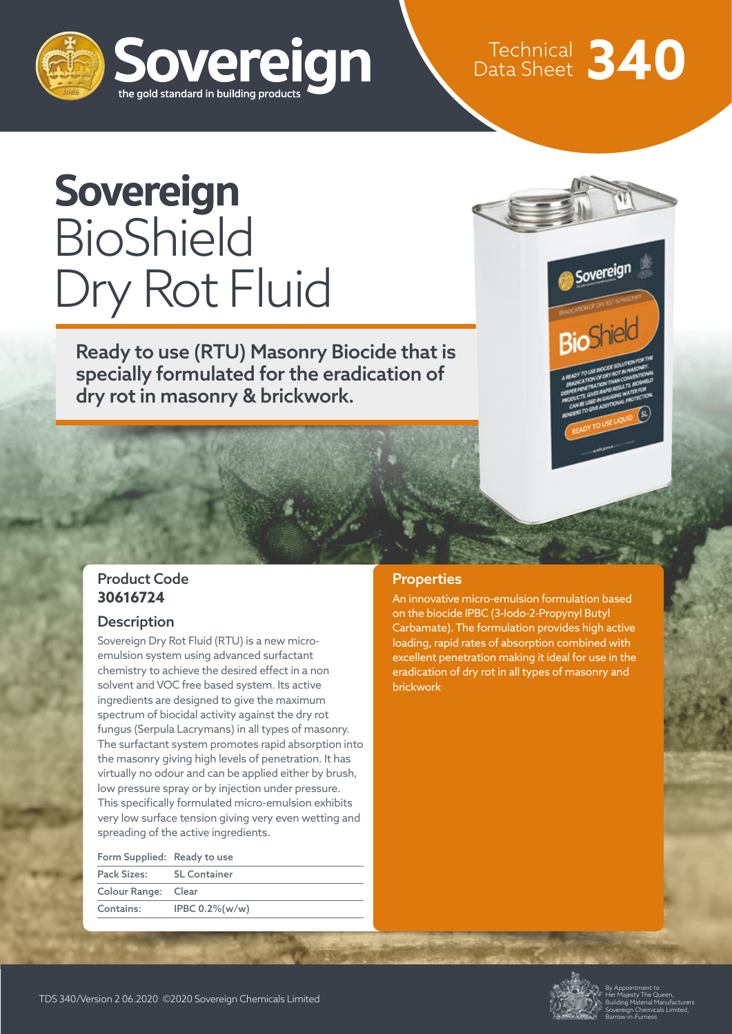# Sovereign BioShield Dry Rot Fluid

Technical Data Sheet 340

**Ready to use (RTU) Masonry Biocide that is specially formulated for the eradication of dry rot in masonry & brickwork.**

## Product Code

**30616724**

## Description

Sovereign Dry Rot Fluid (RTU) is a new micro-emulsion system using advanced surfactant chemistry to achieve the desired effect in a non solvent and VOC free based system. Its active ingredients are designed to give the maximum spectrum of biocidal activity against the dry rot fungus (Serpula Lacrymans) in all types of masonry. The surfactant system promotes rapid absorption into the masonry giving high levels of penetration. It has virtually no odour and can be applied either by brush, low pressure spray or by injection under pressure. This specifically formulated micro-emulsion exhibits very low surface tension giving very even wetting and spreading of the active ingredients.

| | |
|---|---|
| Form Supplied: | Ready to use |
| Pack Sizes: | 5L Container |
| Colour Range: | Clear |
| Contains: | IPBC 0.2%(w/w) |

## Properties

An innovative micro-emulsion formulation based on the biocide IPBC (3-Iodo-2-Propynyl Butyl Carbamate). The formulation provides high active loading, rapid rates of absorption combined with excellent penetration making it ideal for use in the eradication of dry rot in all types of masonry and brickwork

TDS 340/Version 2 06.2020 ©2020 Sovereign Chemicals Limited

By Appointment to Her Majesty The Queen, Building Material Manufacturers Sovereign Chemicals Limited, Barrow-in-Furness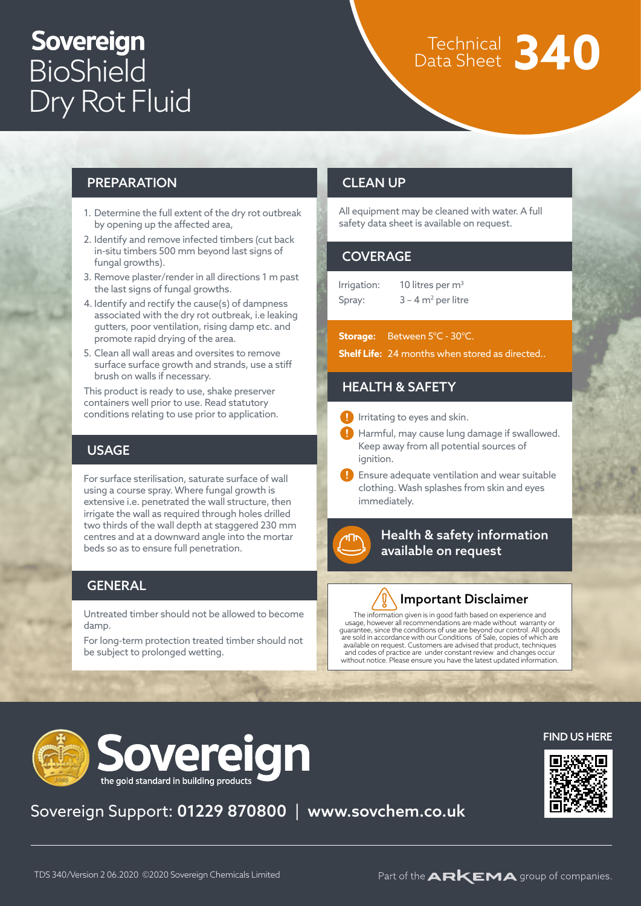# Sovereign BioShield Dry Rot Fluid

Technical Data Sheet **340**

## PREPARATION

1. Determine the full extent of the dry rot outbreak by opening up the affected area,
2. Identify and remove infected timbers (cut back in-situ timbers 500 mm beyond last signs of fungal growths).
3. Remove plaster/render in all directions 1 m past the last signs of fungal growths.
4. Identify and rectify the cause(s) of dampness associated with the dry rot outbreak, i.e leaking gutters, poor ventilation, rising damp etc. and promote rapid drying of the area.
5. Clean all wall areas and oversites to remove surface surface growth and strands, use a stiff brush on walls if necessary.

This product is ready to use, shake preserver containers well prior to use. Read statutory conditions relating to use prior to application.

## USAGE

For surface sterilisation, saturate surface of wall using a course spray. Where fungal growth is extensive i.e. penetrated the wall structure, then irrigate the wall as required through holes drilled two thirds of the wall depth at staggered 230 mm centres and at a downward angle into the mortar beds so as to ensure full penetration.

## GENERAL

Untreated timber should not be allowed to become damp.

For long-term protection treated timber should not be subject to prolonged wetting.

## CLEAN UP

All equipment may be cleaned with water. A full safety data sheet is available on request.

## COVERAGE

| | |
|---|---|
| Irrigation: | 10 litres per $m^3$ |
| Spray: | 3 – 4 $m^2$ per litre |

**Storage:** Between 5°C - 30°C.

**Shelf Life:** 24 months when stored as directed..

## HEALTH & SAFETY

- Irritating to eyes and skin.
- Harmful, may cause lung damage if swallowed. Keep away from all potential sources of ignition.
- Ensure adequate ventilation and wear suitable clothing. Wash splashes from skin and eyes immediately.

**Health & safety information available on request**

### Important Disclaimer

The information given is in good faith based on experience and usage, however all recommendations are made without warranty or guarantee, since the conditions of use are beyond our control. All goods are sold in accordance with our Conditions of Sale, copies of which are available on request. Customers are advised that product, techniques and codes of practice are under constant review and changes occur without notice. Please ensure you have the latest updated information.

Sovereign – the gold standard in building products

Sovereign Support: **01229 870800** | **www.sovchem.co.uk**

FIND US HERE

TDS 340/Version 2 06.2020 ©2020 Sovereign Chemicals Limited

Part of the ARKEMA group of companies.